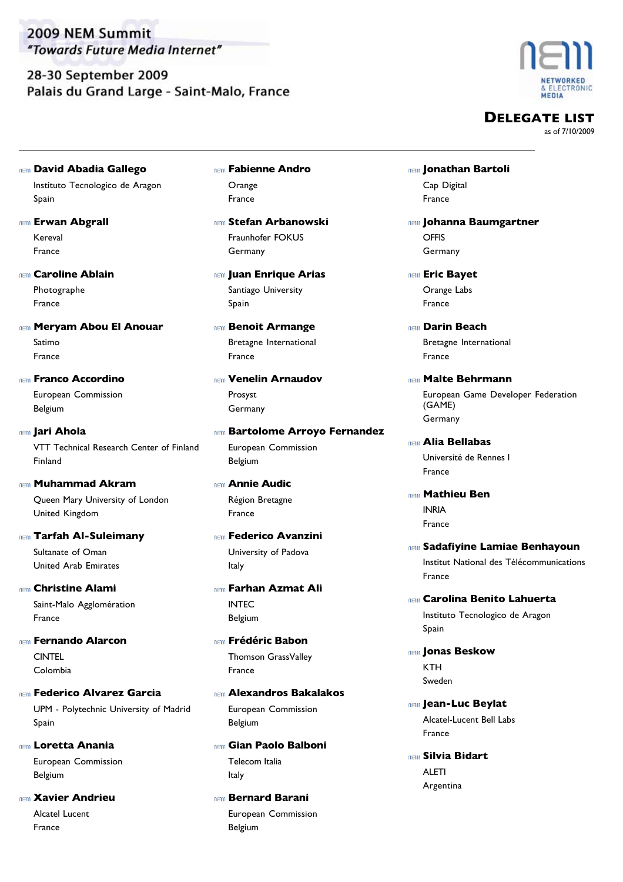# 2009 NEM Summit

*"Towards Future Media Internet"*

28-30 September 2009

Palais du Grand Large - Saint-Malo, France

NETWORKED & ELECTRONIC MEDIA

## DELEGATE LIST

as of 7/10/2009

**David Abadia Gallego**
Instituto Tecnologico de Aragon
Spain

**Erwan Abgrall**
Kereval
France

**Caroline Ablain**
Photographe
France

**Meryam Abou El Anouar**
Satimo
France

**Franco Accordino**
European Commission
Belgium

**Jari Ahola**
VTT Technical Research Center of Finland
Finland

**Muhammad Akram**
Queen Mary University of London
United Kingdom

**Tarfah Al-Suleimany**
Sultanate of Oman
United Arab Emirates

**Christine Alami**
Saint-Malo Agglomération
France

**Fernando Alarcon**
CINTEL
Colombia

**Federico Alvarez Garcia**
UPM - Polytechnic University of Madrid
Spain

**Loretta Anania**
European Commission
Belgium

**Xavier Andrieu**
Alcatel Lucent
France

**Fabienne Andro**
Orange
France

**Stefan Arbanowski**
Fraunhofer FOKUS
Germany

**Juan Enrique Arias**
Santiago University
Spain

**Benoit Armange**
Bretagne International
France

**Venelin Arnaudov**
Prosyst
Germany

**Bartolome Arroyo Fernandez**
European Commission
Belgium

**Annie Audic**
Région Bretagne
France

**Federico Avanzini**
University of Padova
Italy

**Farhan Azmat Ali**
INTEC
Belgium

**Frédéric Babon**
Thomson GrassValley
France

**Alexandros Bakalakos**
European Commission
Belgium

**Gian Paolo Balboni**
Telecom Italia
Italy

**Bernard Barani**
European Commission
Belgium

**Jonathan Bartoli**
Cap Digital
France

**Johanna Baumgartner**
OFFIS
Germany

**Eric Bayet**
Orange Labs
France

**Darin Beach**
Bretagne International
France

**Malte Behrmann**
European Game Developer Federation (GAME)
Germany

**Alia Bellabas**
Université de Rennes I
France

**Mathieu Ben**
INRIA
France

**Sadafiyine Lamiae Benhayoun**
Institut National des Télécommunications
France

**Carolina Benito Lahuerta**
Instituto Tecnologico de Aragon
Spain

**Jonas Beskow**
KTH
Sweden

**Jean-Luc Beylat**
Alcatel-Lucent Bell Labs
France

**Silvia Bidart**
ALETI
Argentina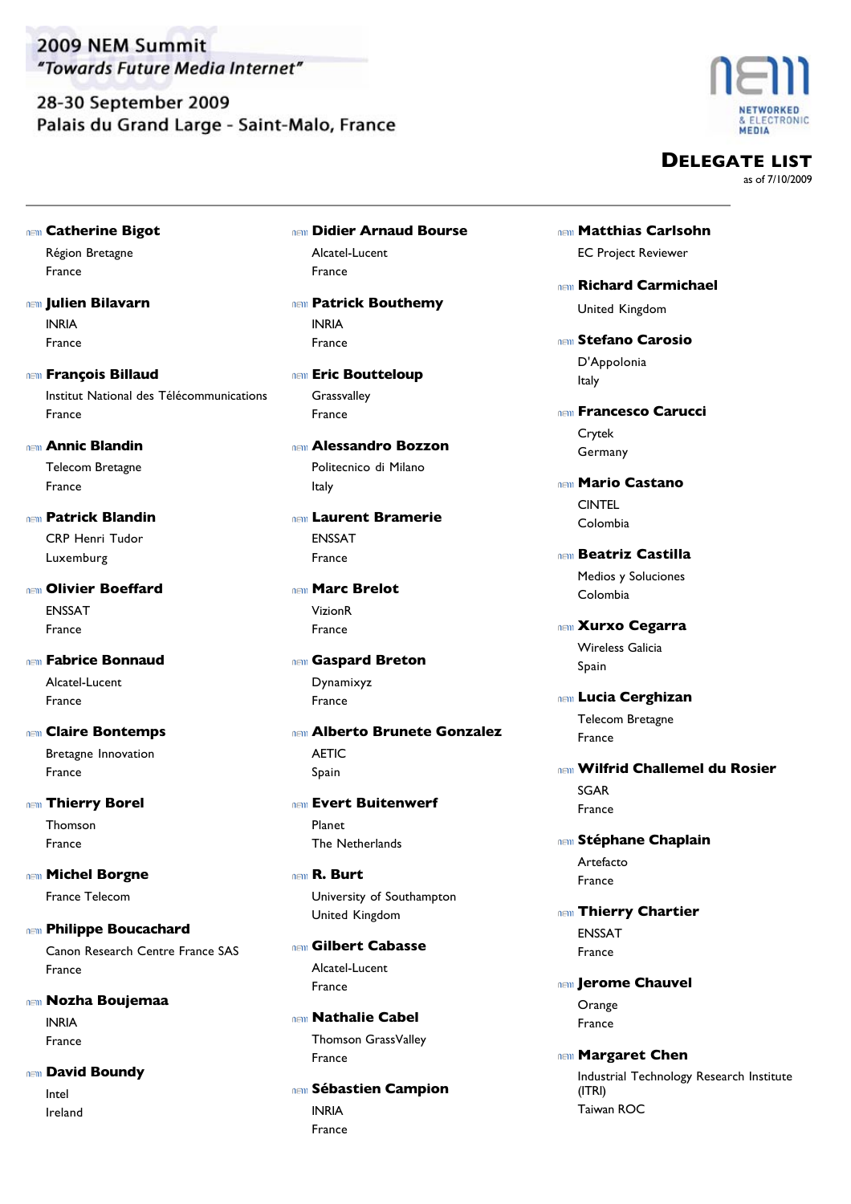2009 NEM Summit
*"Towards Future Media Internet"*

28-30 September 2009
Palais du Grand Large - Saint-Malo, France

# DELEGATE LIST

as of 7/10/2009

**Catherine Bigot**
Région Bretagne
France

**Julien Bilavarn**
INRIA
France

**François Billaud**
Institut National des Télécommunications
France

**Annic Blandin**
Telecom Bretagne
France

**Patrick Blandin**
CRP Henri Tudor
Luxemburg

**Olivier Boeffard**
ENSSAT
France

**Fabrice Bonnaud**
Alcatel-Lucent
France

**Claire Bontemps**
Bretagne Innovation
France

**Thierry Borel**
Thomson
France

**Michel Borgne**
France Telecom

**Philippe Boucachard**
Canon Research Centre France SAS
France

**Nozha Boujemaa**
INRIA
France

**David Boundy**
Intel
Ireland

**Didier Arnaud Bourse**
Alcatel-Lucent
France

**Patrick Bouthemy**
INRIA
France

**Eric Boutteloup**
Grassvalley
France

**Alessandro Bozzon**
Politecnico di Milano
Italy

**Laurent Bramerie**
ENSSAT
France

**Marc Brelot**
VizionR
France

**Gaspard Breton**
Dynamixyz
France

**Alberto Brunete Gonzalez**
AETIC
Spain

**Evert Buitenwerf**
Planet
The Netherlands

**R. Burt**
University of Southampton
United Kingdom

**Gilbert Cabasse**
Alcatel-Lucent
France

**Nathalie Cabel**
Thomson GrassValley
France

**Sébastien Campion**
INRIA
France

**Matthias Carlsohn**
EC Project Reviewer

**Richard Carmichael**
United Kingdom

**Stefano Carosio**
D'Appolonia
Italy

**Francesco Carucci**
Crytek
Germany

**Mario Castano**
CINTEL
Colombia

**Beatriz Castilla**
Medios y Soluciones
Colombia

**Xurxo Cegarra**
Wireless Galicia
Spain

**Lucia Cerghizan**
Telecom Bretagne
France

**Wilfrid Challemel du Rosier**
SGAR
France

**Stéphane Chaplain**
Artefacto
France

**Thierry Chartier**
ENSSAT
France

**Jerome Chauvel**
Orange
France

**Margaret Chen**
Industrial Technology Research Institute (ITRI)
Taiwan ROC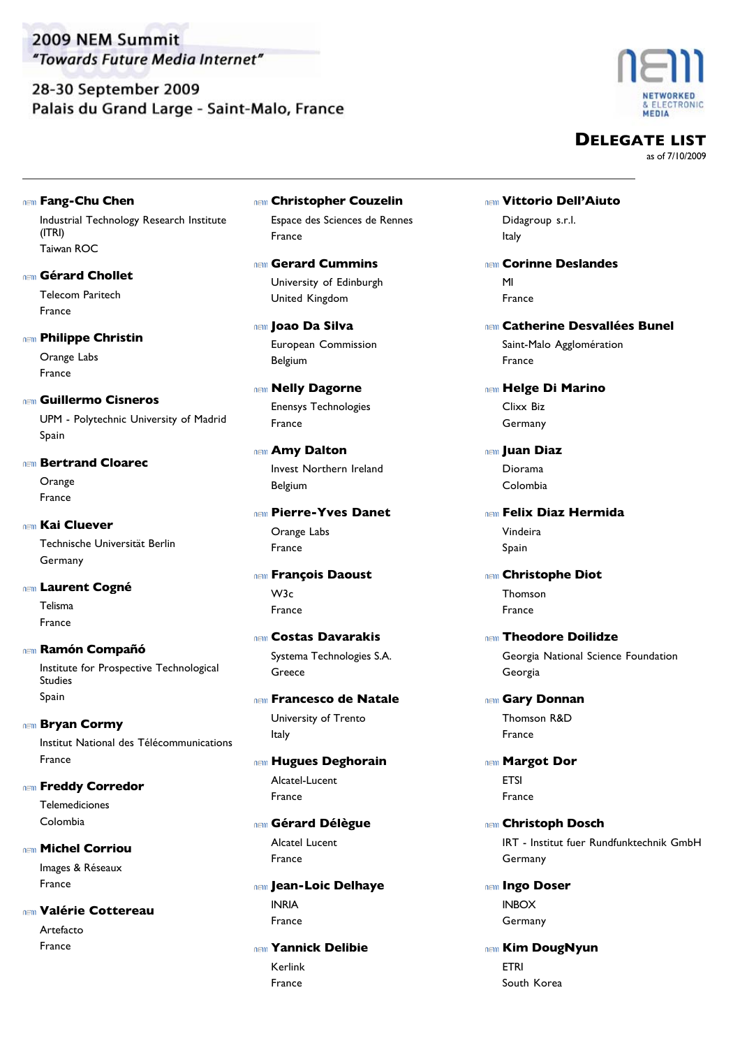2009 NEM Summit
*"Towards Future Media Internet"*

28-30 September 2009
Palais du Grand Large - Saint-Malo, France

# DELEGATE LIST

as of 7/10/2009

**Fang-Chu Chen**
Industrial Technology Research Institute (ITRI)
Taiwan ROC

**Gérard Chollet**
Telecom Paritech
France

**Philippe Christin**
Orange Labs
France

**Guillermo Cisneros**
UPM - Polytechnic University of Madrid
Spain

**Bertrand Cloarec**
Orange
France

**Kai Cluever**
Technische Universität Berlin
Germany

**Laurent Cogné**
Telisma
France

**Ramón Compañó**
Institute for Prospective Technological Studies
Spain

**Bryan Cormy**
Institut National des Télécommunications
France

**Freddy Corredor**
Telemediciones
Colombia

**Michel Corriou**
Images & Réseaux
France

**Valérie Cottereau**
Artefacto
France

**Christopher Couzelin**
Espace des Sciences de Rennes
France

**Gerard Cummins**
University of Edinburgh
United Kingdom

**Joao Da Silva**
European Commission
Belgium

**Nelly Dagorne**
Enensys Technologies
France

**Amy Dalton**
Invest Northern Ireland
Belgium

**Pierre-Yves Danet**
Orange Labs
France

**François Daoust**
W3c
France

**Costas Davarakis**
Systema Technologies S.A.
Greece

**Francesco de Natale**
University of Trento
Italy

**Hugues Deghorain**
Alcatel-Lucent
France

**Gérard Délègue**
Alcatel Lucent
France

**Jean-Loic Delhaye**
INRIA
France

**Yannick Delibie**
Kerlink
France

**Vittorio Dell'Aiuto**
Didagroup s.r.l.
Italy

**Corinne Deslandes**
MI
France

**Catherine Desvallées Bunel**
Saint-Malo Agglomération
France

**Helge Di Marino**
Clixx Biz
Germany

**Juan Diaz**
Diorama
Colombia

**Felix Diaz Hermida**
Vindeira
Spain

**Christophe Diot**
Thomson
France

**Theodore Doilidze**
Georgia National Science Foundation
Georgia

**Gary Donnan**
Thomson R&D
France

**Margot Dor**
ETSI
France

**Christoph Dosch**
IRT - Institut fuer Rundfunktechnik GmbH
Germany

**Ingo Doser**
INBOX
Germany

**Kim DougNyun**
ETRI
South Korea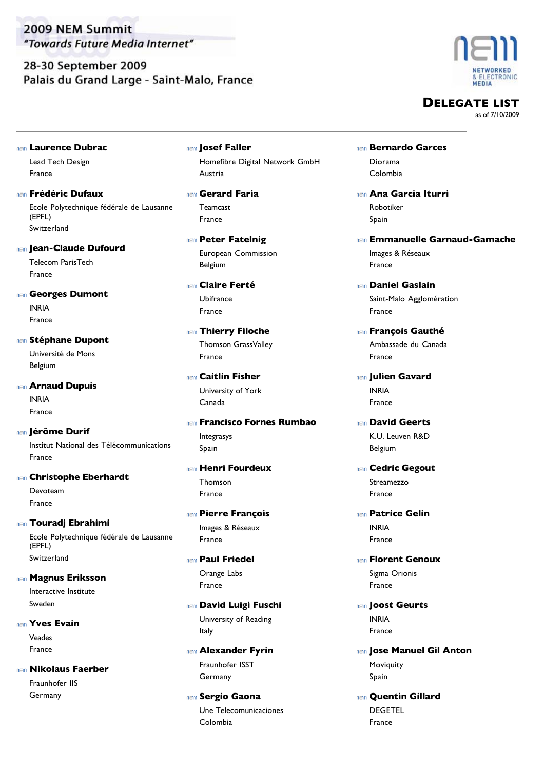# 2009 NEM Summit
*"Towards Future Media Internet"*

28-30 September 2009
Palais du Grand Large - Saint-Malo, France

NETWORKED & ELECTRONIC MEDIA

## DELEGATE LIST
as of 7/10/2009

**Laurence Dubrac**
Lead Tech Design
France

**Frédéric Dufaux**
Ecole Polytechnique fédérale de Lausanne (EPFL)
Switzerland

**Jean-Claude Dufourd**
Telecom ParisTech
France

**Georges Dumont**
INRIA
France

**Stéphane Dupont**
Université de Mons
Belgium

**Arnaud Dupuis**
INRIA
France

**Jérôme Durif**
Institut National des Télécommunications
France

**Christophe Eberhardt**
Devoteam
France

**Touradj Ebrahimi**
Ecole Polytechnique fédérale de Lausanne (EPFL)
Switzerland

**Magnus Eriksson**
Interactive Institute
Sweden

**Yves Evain**
Veades
France

**Nikolaus Faerber**
Fraunhofer IIS
Germany

**Josef Faller**
Homefibre Digital Network GmbH
Austria

**Gerard Faria**
Teamcast
France

**Peter Fatelnig**
European Commission
Belgium

**Claire Ferté**
Ubifrance
France

**Thierry Filoche**
Thomson GrassValley
France

**Caitlin Fisher**
University of York
Canada

**Francisco Fornes Rumbao**
Integrasys
Spain

**Henri Fourdeux**
Thomson
France

**Pierre François**
Images & Réseaux
France

**Paul Friedel**
Orange Labs
France

**David Luigi Fuschi**
University of Reading
Italy

**Alexander Fyrin**
Fraunhofer ISST
Germany

**Sergio Gaona**
Une Telecomunicaciones
Colombia

**Bernardo Garces**
Diorama
Colombia

**Ana Garcia Iturri**
Robotiker
Spain

**Emmanuelle Garnaud-Gamache**
Images & Réseaux
France

**Daniel Gaslain**
Saint-Malo Agglomération
France

**François Gauthé**
Ambassade du Canada
France

**Julien Gavard**
INRIA
France

**David Geerts**
K.U. Leuven R&D
Belgium

**Cedric Gegout**
Streamezzo
France

**Patrice Gelin**
INRIA
France

**Florent Genoux**
Sigma Orionis
France

**Joost Geurts**
INRIA
France

**Jose Manuel Gil Anton**
Moviquity
Spain

**Quentin Gillard**
DEGETEL
France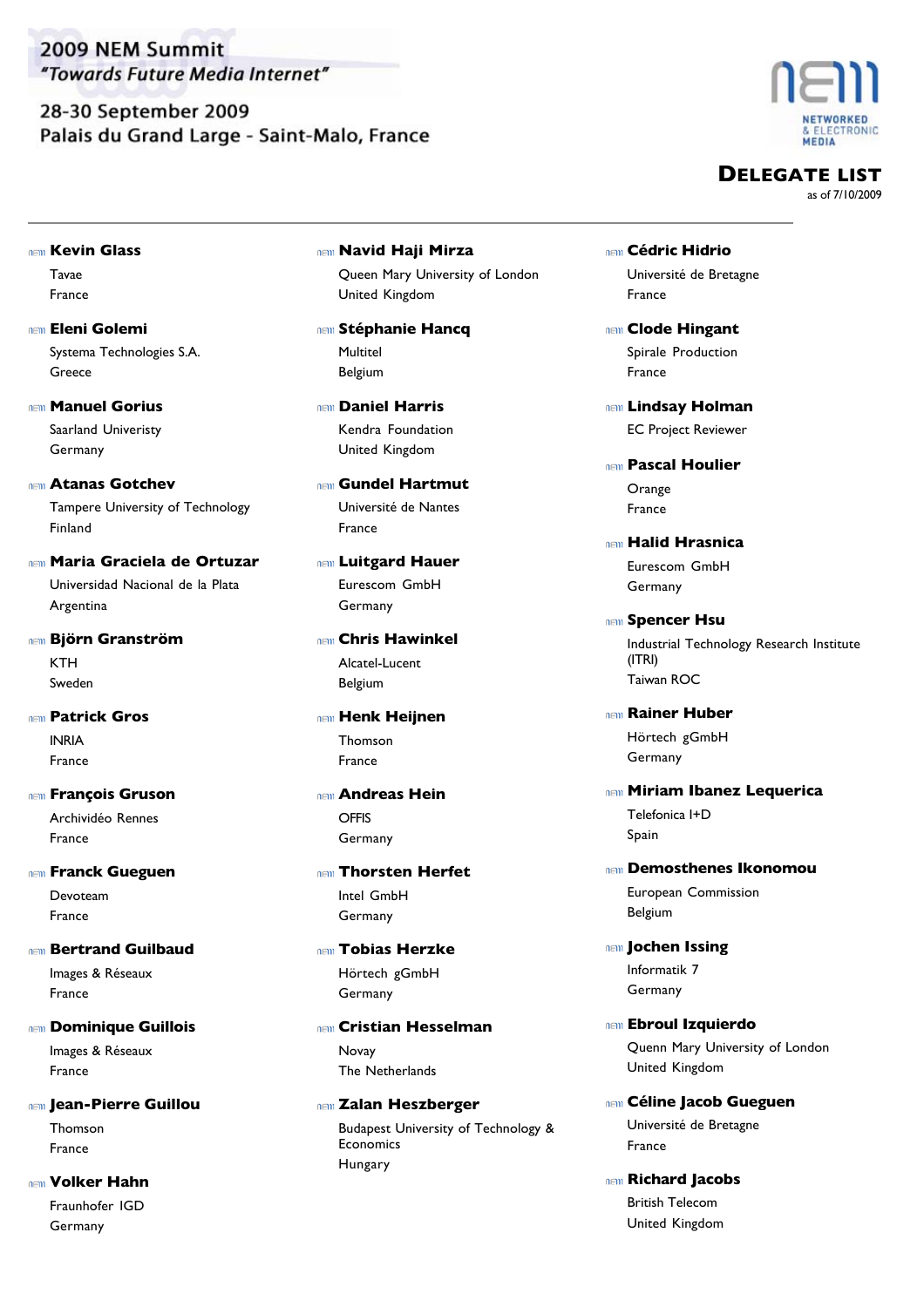# 2009 NEM Summit
*"Towards Future Media Internet"*

28-30 September 2009
Palais du Grand Large - Saint-Malo, France

## Delegate List
as of 7/10/2009

**Kevin Glass**
Tavae
France

**Eleni Golemi**
Systema Technologies S.A.
Greece

**Manuel Gorius**
Saarland Univeristy
Germany

**Atanas Gotchev**
Tampere University of Technology
Finland

**Maria Graciela de Ortuzar**
Universidad Nacional de la Plata
Argentina

**Björn Granström**
KTH
Sweden

**Patrick Gros**
INRIA
France

**François Gruson**
Archividéo Rennes
France

**Franck Gueguen**
Devoteam
France

**Bertrand Guilbaud**
Images & Réseaux
France

**Dominique Guillois**
Images & Réseaux
France

**Jean-Pierre Guillou**
Thomson
France

**Volker Hahn**
Fraunhofer IGD
Germany

**Navid Haji Mirza**
Queen Mary University of London
United Kingdom

**Stéphanie Hancq**
Multitel
Belgium

**Daniel Harris**
Kendra Foundation
United Kingdom

**Gundel Hartmut**
Université de Nantes
France

**Luitgard Hauer**
Eurescom GmbH
Germany

**Chris Hawinkel**
Alcatel-Lucent
Belgium

**Henk Heijnen**
Thomson
France

**Andreas Hein**
OFFIS
Germany

**Thorsten Herfet**
Intel GmbH
Germany

**Tobias Herzke**
Hörtech gGmbH
Germany

**Cristian Hesselman**
Novay
The Netherlands

**Zalan Heszberger**
Budapest University of Technology & Economics
Hungary

**Cédric Hidrio**
Université de Bretagne
France

**Clode Hingant**
Spirale Production
France

**Lindsay Holman**
EC Project Reviewer

**Pascal Houlier**
Orange
France

**Halid Hrasnica**
Eurescom GmbH
Germany

**Spencer Hsu**
Industrial Technology Research Institute (ITRI)
Taiwan ROC

**Rainer Huber**
Hörtech gGmbH
Germany

**Miriam Ibanez Lequerica**
Telefonica I+D
Spain

**Demosthenes Ikonomou**
European Commission
Belgium

**Jochen Issing**
Informatik 7
Germany

**Ebroul Izquierdo**
Quenn Mary University of London
United Kingdom

**Céline Jacob Gueguen**
Université de Bretagne
France

**Richard Jacobs**
British Telecom
United Kingdom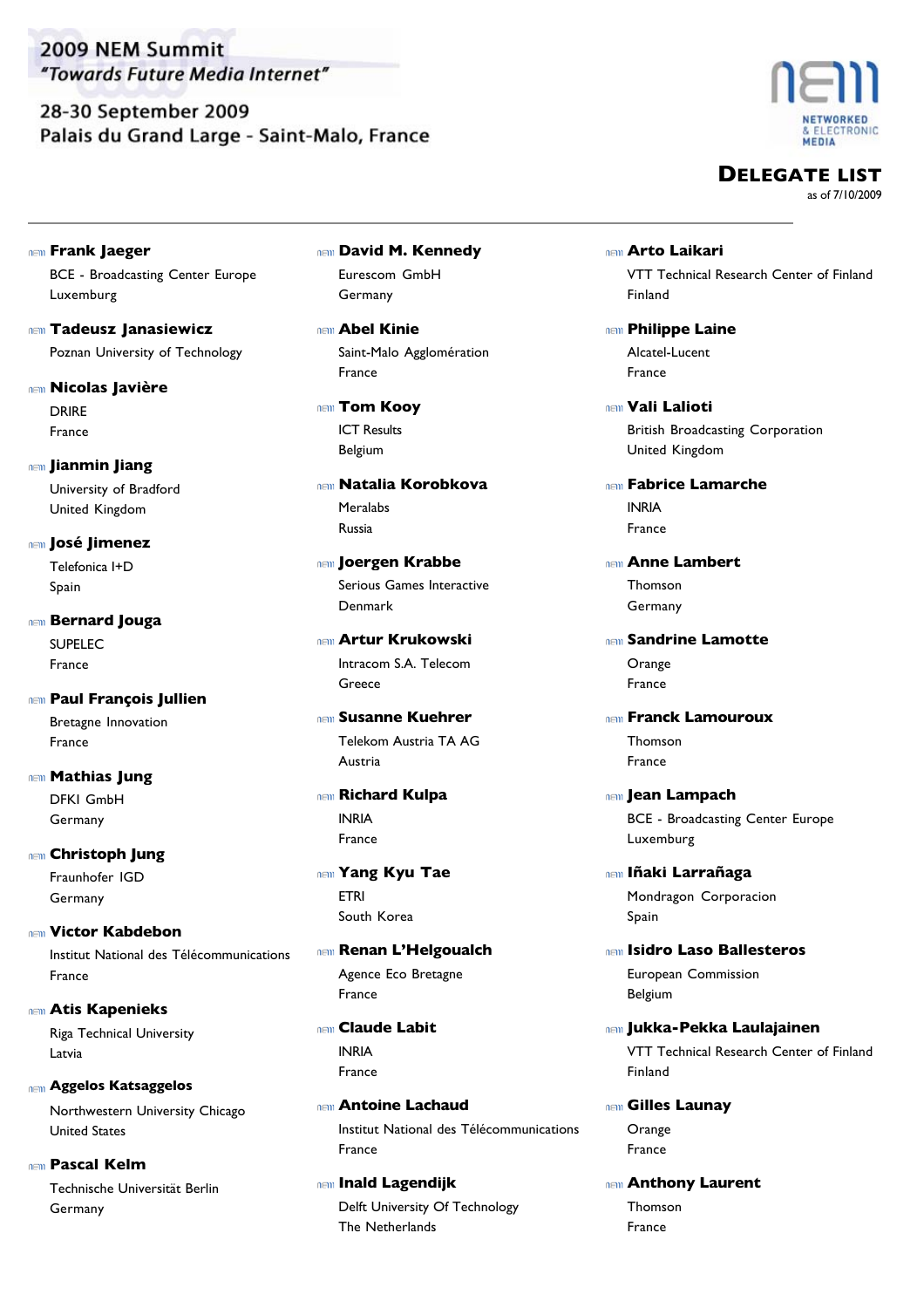2009 NEM Summit
*"Towards Future Media Internet"*

28-30 September 2009
Palais du Grand Large - Saint-Malo, France

NETWORKED & ELECTRONIC MEDIA

# DELEGATE LIST

as of 7/10/2009

**Frank Jaeger**
BCE - Broadcasting Center Europe
Luxemburg

**Tadeusz Janasiewicz**
Poznan University of Technology

**Nicolas Javière**
DRIRE
France

**Jianmin Jiang**
University of Bradford
United Kingdom

**José Jimenez**
Telefonica I+D
Spain

**Bernard Jouga**
SUPELEC
France

**Paul François Jullien**
Bretagne Innovation
France

**Mathias Jung**
DFKI GmbH
Germany

**Christoph Jung**
Fraunhofer IGD
Germany

**Victor Kabdebon**
Institut National des Télécommunications
France

**Atis Kapenieks**
Riga Technical University
Latvia

**Aggelos Katsaggelos**
Northwestern University Chicago
United States

**Pascal Kelm**
Technische Universität Berlin
Germany

**David M. Kennedy**
Eurescom GmbH
Germany

**Abel Kinie**
Saint-Malo Agglomération
France

**Tom Kooy**
ICT Results
Belgium

**Natalia Korobkova**
Meralabs
Russia

**Joergen Krabbe**
Serious Games Interactive
Denmark

**Artur Krukowski**
Intracom S.A. Telecom
Greece

**Susanne Kuehrer**
Telekom Austria TA AG
Austria

**Richard Kulpa**
INRIA
France

**Yang Kyu Tae**
ETRI
South Korea

**Renan L'Helgoualch**
Agence Eco Bretagne
France

**Claude Labit**
INRIA
France

**Antoine Lachaud**
Institut National des Télécommunications
France

**Inald Lagendijk**
Delft University Of Technology
The Netherlands

**Arto Laikari**
VTT Technical Research Center of Finland
Finland

**Philippe Laine**
Alcatel-Lucent
France

**Vali Lalioti**
British Broadcasting Corporation
United Kingdom

**Fabrice Lamarche**
INRIA
France

**Anne Lambert**
Thomson
Germany

**Sandrine Lamotte**
Orange
France

**Franck Lamouroux**
Thomson
France

**Jean Lampach**
BCE - Broadcasting Center Europe
Luxemburg

**Iñaki Larrañaga**
Mondragon Corporacion
Spain

**Isidro Laso Ballesteros**
European Commission
Belgium

**Jukka-Pekka Laulajainen**
VTT Technical Research Center of Finland
Finland

**Gilles Launay**
Orange
France

**Anthony Laurent**
Thomson
France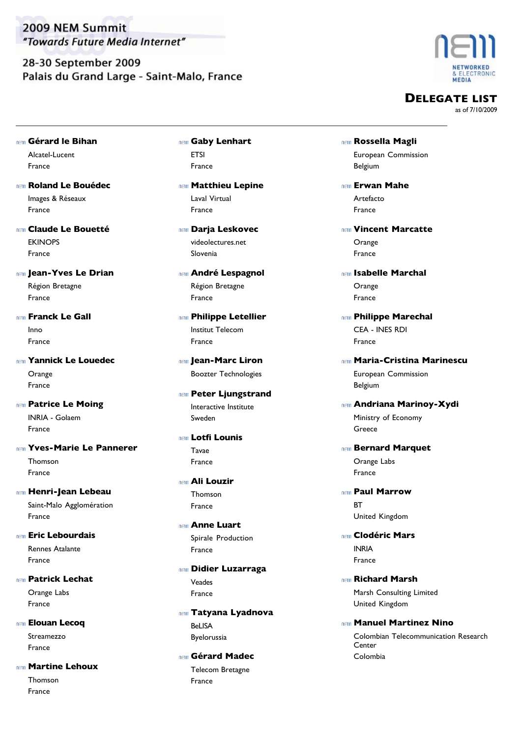# 2009 NEM Summit

*"Towards Future Media Internet"*

28-30 September 2009

Palais du Grand Large - Saint-Malo, France

## DELEGATE LIST

as of 7/10/2009

**Gérard le Bihan**
Alcatel-Lucent
France

**Roland Le Bouédec**
Images & Réseaux
France

**Claude Le Bouetté**
EKINOPS
France

**Jean-Yves Le Drian**
Région Bretagne
France

**Franck Le Gall**
Inno
France

**Yannick Le Louedec**
Orange
France

**Patrice Le Moing**
INRIA - Golaem
France

**Yves-Marie Le Pannerer**
Thomson
France

**Henri-Jean Lebeau**
Saint-Malo Agglomération
France

**Eric Lebourdais**
Rennes Atalante
France

**Patrick Lechat**
Orange Labs
France

**Elouan Lecoq**
Streamezzo
France

**Martine Lehoux**
Thomson
France

**Gaby Lenhart**
ETSI
France

**Matthieu Lepine**
Laval Virtual
France

**Darja Leskovec**
videolectures.net
Slovenia

**André Lespagnol**
Région Bretagne
France

**Philippe Letellier**
Institut Telecom
France

**Jean-Marc Liron**
Boozter Technologies

**Peter Ljungstrand**
Interactive Institute
Sweden

**Lotfi Lounis**
Tavae
France

**Ali Louzir**
Thomson
France

**Anne Luart**
Spirale Production
France

**Didier Luzarraga**
Veades
France

**Tatyana Lyadnova**
BeLISA
Byelorussia

**Gérard Madec**
Telecom Bretagne
France

**Rossella Magli**
European Commission
Belgium

**Erwan Mahe**
Artefacto
France

**Vincent Marcatte**
Orange
France

**Isabelle Marchal**
Orange
France

**Philippe Marechal**
CEA - INES RDI
France

**Maria-Cristina Marinescu**
European Commission
Belgium

**Andriana Marinoy-Xydi**
Ministry of Economy
Greece

**Bernard Marquet**
Orange Labs
France

**Paul Marrow**
BT
United Kingdom

**Clodéric Mars**
INRIA
France

**Richard Marsh**
Marsh Consulting Limited
United Kingdom

**Manuel Martinez Nino**
Colombian Telecommunication Research Center
Colombia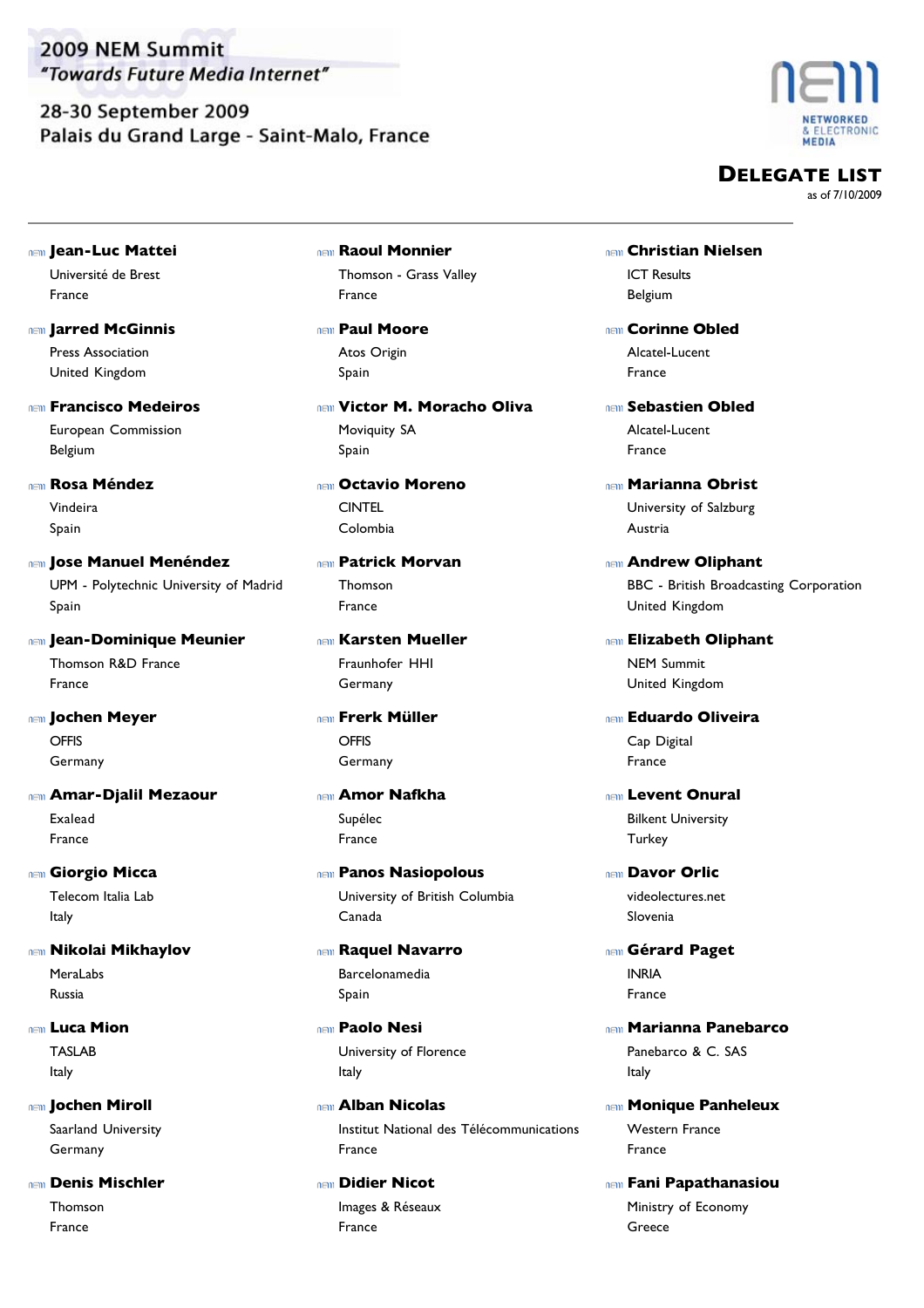2009 NEM Summit
*"Towards Future Media Internet"*

28-30 September 2009
Palais du Grand Large - Saint-Malo, France

# Delegate List

as of 7/10/2009

**Jean-Luc Mattei**
Université de Brest
France

**Jarred McGinnis**
Press Association
United Kingdom

**Francisco Medeiros**
European Commission
Belgium

**Rosa Méndez**
Vindeira
Spain

**Jose Manuel Menéndez**
UPM - Polytechnic University of Madrid
Spain

**Jean-Dominique Meunier**
Thomson R&D France
France

**Jochen Meyer**
OFFIS
Germany

**Amar-Djalil Mezaour**
Exalead
France

**Giorgio Micca**
Telecom Italia Lab
Italy

**Nikolai Mikhaylov**
MeraLabs
Russia

**Luca Mion**
TASLAB
Italy

**Jochen Miroll**
Saarland University
Germany

**Denis Mischler**
Thomson
France

**Raoul Monnier**
Thomson - Grass Valley
France

**Paul Moore**
Atos Origin
Spain

**Victor M. Moracho Oliva**
Moviquity SA
Spain

**Octavio Moreno**
CINTEL
Colombia

**Patrick Morvan**
Thomson
France

**Karsten Mueller**
Fraunhofer HHI
Germany

**Frerk Müller**
OFFIS
Germany

**Amor Nafkha**
Supélec
France

**Panos Nasiopolous**
University of British Columbia
Canada

**Raquel Navarro**
Barcelonamedia
Spain

**Paolo Nesi**
University of Florence
Italy

**Alban Nicolas**
Institut National des Télécommunications
France

**Didier Nicot**
Images & Réseaux
France

**Christian Nielsen**
ICT Results
Belgium

**Corinne Obled**
Alcatel-Lucent
France

**Sebastien Obled**
Alcatel-Lucent
France

**Marianna Obrist**
University of Salzburg
Austria

**Andrew Oliphant**
BBC - British Broadcasting Corporation
United Kingdom

**Elizabeth Oliphant**
NEM Summit
United Kingdom

**Eduardo Oliveira**
Cap Digital
France

**Levent Onural**
Bilkent University
Turkey

**Davor Orlic**
videolectures.net
Slovenia

**Gérard Paget**
INRIA
France

**Marianna Panebarco**
Panebarco & C. SAS
Italy

**Monique Panheleux**
Western France
France

**Fani Papathanasiou**
Ministry of Economy
Greece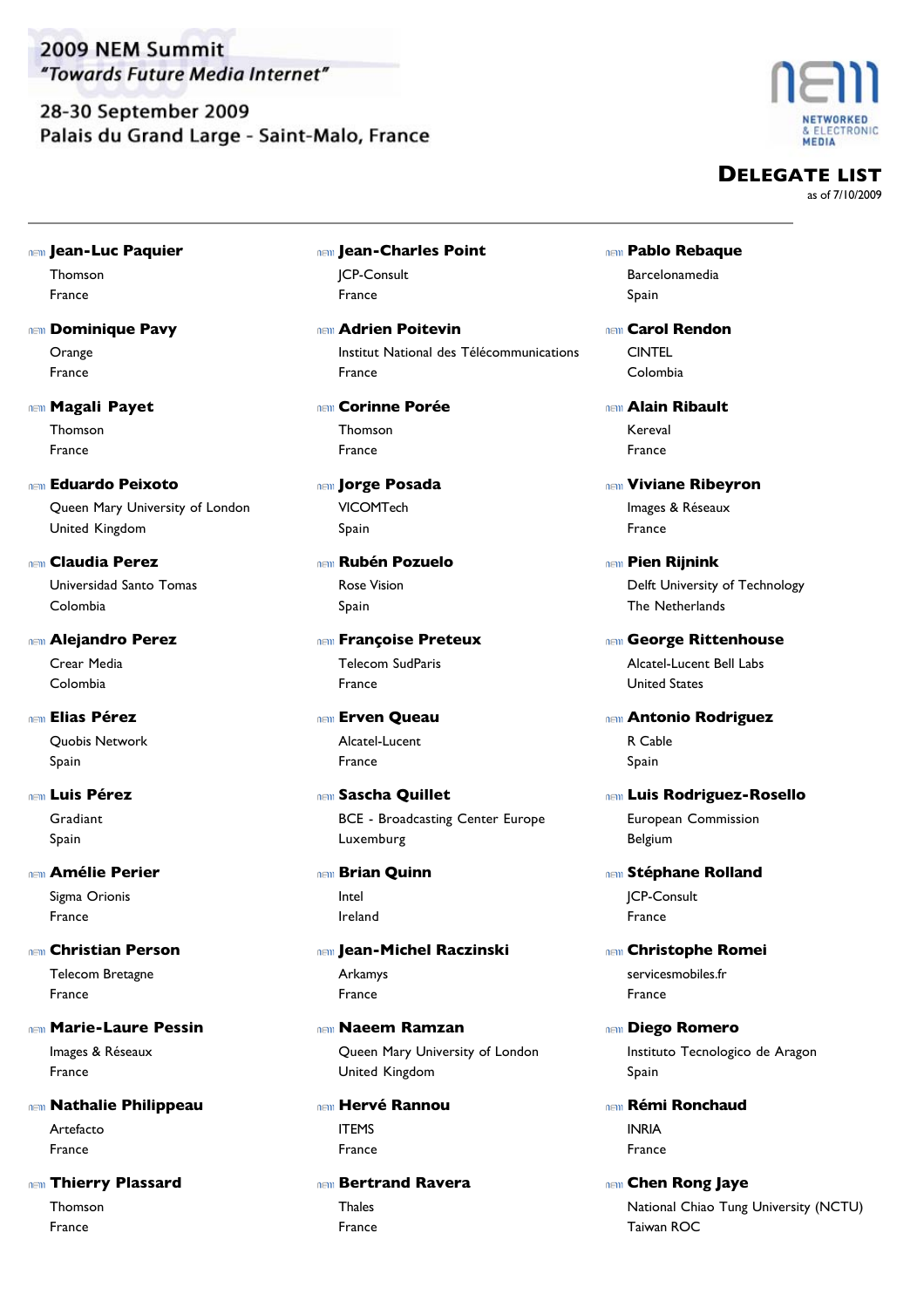2009 NEM Summit
*"Towards Future Media Internet"*

28-30 September 2009
Palais du Grand Large - Saint-Malo, France

# DELEGATE LIST

as of 7/10/2009

**Jean-Luc Paquier**
Thomson
France

**Dominique Pavy**
Orange
France

**Magali Payet**
Thomson
France

**Eduardo Peixoto**
Queen Mary University of London
United Kingdom

**Claudia Perez**
Universidad Santo Tomas
Colombia

**Alejandro Perez**
Crear Media
Colombia

**Elias Pérez**
Quobis Network
Spain

**Luis Pérez**
Gradiant
Spain

**Amélie Perier**
Sigma Orionis
France

**Christian Person**
Telecom Bretagne
France

**Marie-Laure Pessin**
Images & Réseaux
France

**Nathalie Philippeau**
Artefacto
France

**Thierry Plassard**
Thomson
France

**Jean-Charles Point**
JCP-Consult
France

**Adrien Poitevin**
Institut National des Télécommunications
France

**Corinne Porée**
Thomson
France

**Jorge Posada**
VICOMTech
Spain

**Rubén Pozuelo**
Rose Vision
Spain

**Françoise Preteux**
Telecom SudParis
France

**Erven Queau**
Alcatel-Lucent
France

**Sascha Quillet**
BCE - Broadcasting Center Europe
Luxemburg

**Brian Quinn**
Intel
Ireland

**Jean-Michel Raczinski**
Arkamys
France

**Naeem Ramzan**
Queen Mary University of London
United Kingdom

**Hervé Rannou**
ITEMS
France

**Bertrand Ravera**
Thales
France

**Pablo Rebaque**
Barcelonamedia
Spain

**Carol Rendon**
CINTEL
Colombia

**Alain Ribault**
Kereval
France

**Viviane Ribeyron**
Images & Réseaux
France

**Pien Rijnink**
Delft University of Technology
The Netherlands

**George Rittenhouse**
Alcatel-Lucent Bell Labs
United States

**Antonio Rodriguez**
R Cable
Spain

**Luis Rodriguez-Rosello**
European Commission
Belgium

**Stéphane Rolland**
JCP-Consult
France

**Christophe Romei**
servicesmobiles.fr
France

**Diego Romero**
Instituto Tecnologico de Aragon
Spain

**Rémi Ronchaud**
INRIA
France

**Chen Rong Jaye**
National Chiao Tung University (NCTU)
Taiwan ROC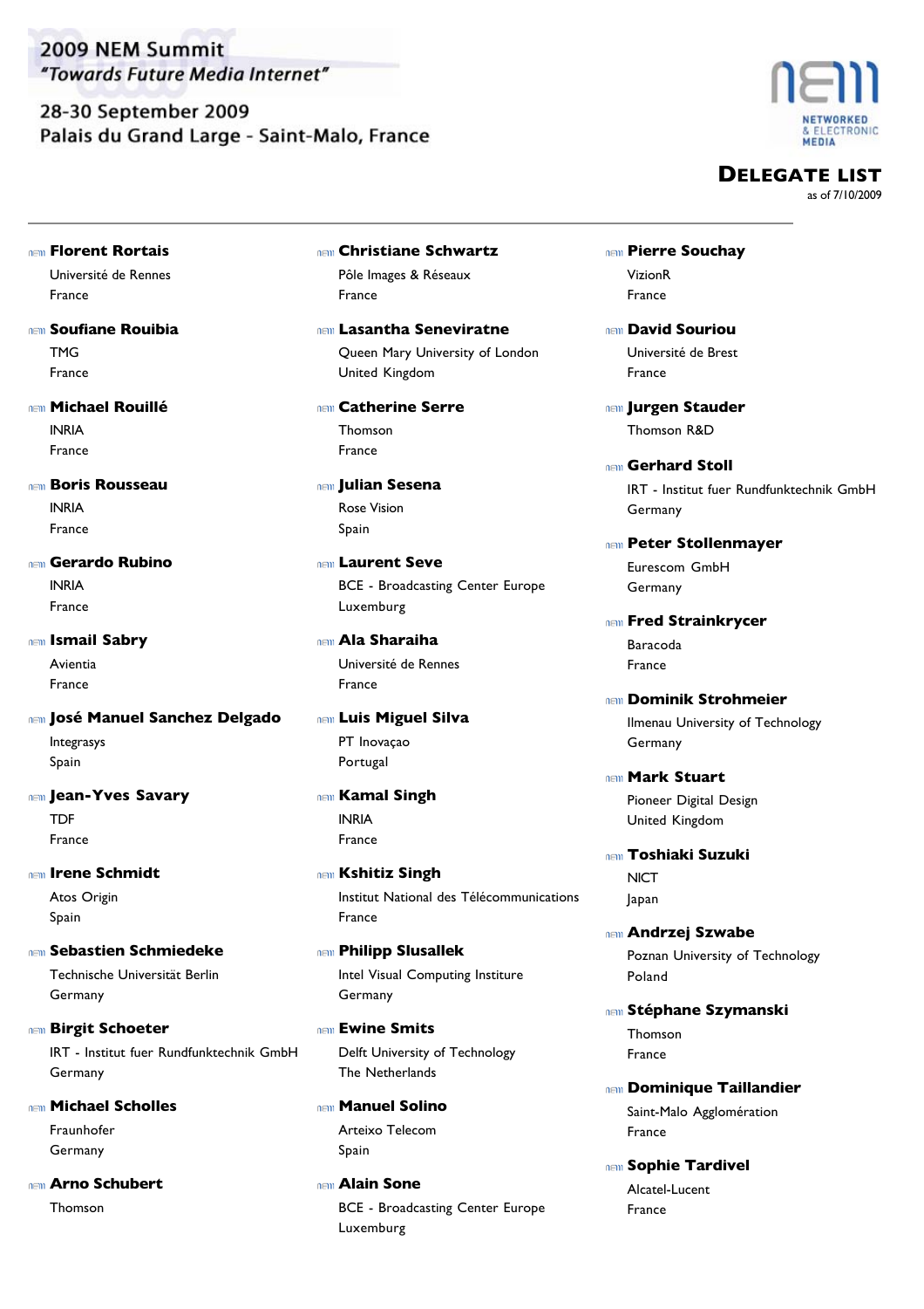2009 NEM Summit
*"Towards Future Media Internet"*

28-30 September 2009
Palais du Grand Large - Saint-Malo, France

NETWORKED & ELECTRONIC MEDIA

# DELEGATE LIST

as of 7/10/2009

**Florent Rortais**
Université de Rennes
France

**Soufiane Rouibia**
TMG
France

**Michael Rouillé**
INRIA
France

**Boris Rousseau**
INRIA
France

**Gerardo Rubino**
INRIA
France

**Ismail Sabry**
Avientia
France

**José Manuel Sanchez Delgado**
Integrasys
Spain

**Jean-Yves Savary**
TDF
France

**Irene Schmidt**
Atos Origin
Spain

**Sebastien Schmiedeke**
Technische Universität Berlin
Germany

**Birgit Schoeter**
IRT - Institut fuer Rundfunktechnik GmbH
Germany

**Michael Scholles**
Fraunhofer
Germany

**Arno Schubert**
Thomson

**Christiane Schwartz**
Pôle Images & Réseaux
France

**Lasantha Seneviratne**
Queen Mary University of London
United Kingdom

**Catherine Serre**
Thomson
France

**Julian Sesena**
Rose Vision
Spain

**Laurent Seve**
BCE - Broadcasting Center Europe
Luxemburg

**Ala Sharaiha**
Université de Rennes
France

**Luis Miguel Silva**
PT Inovaçao
Portugal

**Kamal Singh**
INRIA
France

**Kshitiz Singh**
Institut National des Télécommunications
France

**Philipp Slusallek**
Intel Visual Computing Institute
Germany

**Ewine Smits**
Delft University of Technology
The Netherlands

**Manuel Solino**
Arteixo Telecom
Spain

**Alain Sone**
BCE - Broadcasting Center Europe
Luxemburg

**Pierre Souchay**
VizionR
France

**David Souriou**
Université de Brest
France

**Jurgen Stauder**
Thomson R&D

**Gerhard Stoll**
IRT - Institut fuer Rundfunktechnik GmbH
Germany

**Peter Stollenmayer**
Eurescom GmbH
Germany

**Fred Strainkrycer**
Baracoda
France

**Dominik Strohmeier**
Ilmenau University of Technology
Germany

**Mark Stuart**
Pioneer Digital Design
United Kingdom

**Toshiaki Suzuki**
NICT
Japan

**Andrzej Szwabe**
Poznan University of Technology
Poland

**Stéphane Szymanski**
Thomson
France

**Dominique Taillandier**
Saint-Malo Agglomération
France

**Sophie Tardivel**
Alcatel-Lucent
France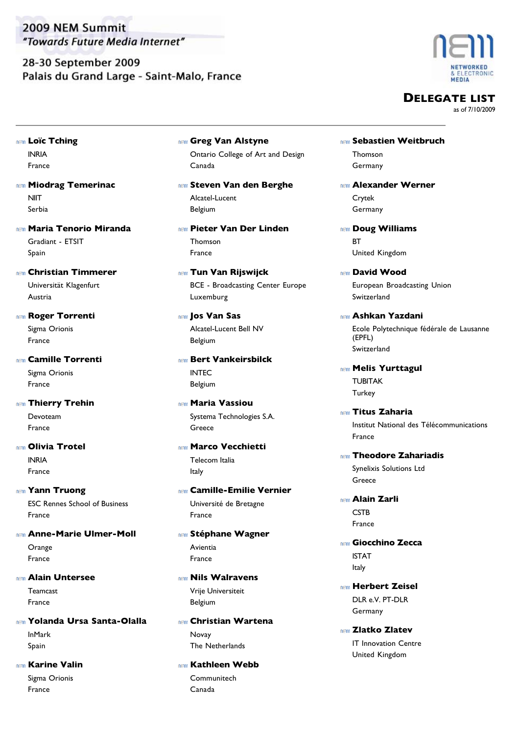# 2009 NEM Summit
*"Towards Future Media Internet"*

28-30 September 2009
Palais du Grand Large - Saint-Malo, France

## DELEGATE LIST
as of 7/10/2009

**Loïc Tching**
INRIA
France

**Miodrag Temerinac**
NIIT
Serbia

**Maria Tenorio Miranda**
Gradiant - ETSIT
Spain

**Christian Timmerer**
Universität Klagenfurt
Austria

**Roger Torrenti**
Sigma Orionis
France

**Camille Torrenti**
Sigma Orionis
France

**Thierry Trehin**
Devoteam
France

**Olivia Trotel**
INRIA
France

**Yann Truong**
ESC Rennes School of Business
France

**Anne-Marie Ulmer-Moll**
Orange
France

**Alain Untersee**
Teamcast
France

**Yolanda Ursa Santa-Olalla**
InMark
Spain

**Karine Valin**
Sigma Orionis
France

**Greg Van Alstyne**
Ontario College of Art and Design
Canada

**Steven Van den Berghe**
Alcatel-Lucent
Belgium

**Pieter Van Der Linden**
Thomson
France

**Tun Van Rijswijck**
BCE - Broadcasting Center Europe
Luxemburg

**Jos Van Sas**
Alcatel-Lucent Bell NV
Belgium

**Bert Vankeirsbilck**
INTEC
Belgium

**Maria Vassiou**
Systema Technologies S.A.
Greece

**Marco Vecchietti**
Telecom Italia
Italy

**Camille-Emilie Vernier**
Université de Bretagne
France

**Stéphane Wagner**
Avientia
France

**Nils Walravens**
Vrije Universiteit
Belgium

**Christian Wartena**
Novay
The Netherlands

**Kathleen Webb**
Communitech
Canada

**Sebastien Weitbruch**
Thomson
Germany

**Alexander Werner**
Crytek
Germany

**Doug Williams**
BT
United Kingdom

**David Wood**
European Broadcasting Union
Switzerland

**Ashkan Yazdani**
Ecole Polytechnique fédérale de Lausanne (EPFL)
Switzerland

**Melis Yurttagul**
TUBITAK
Turkey

**Titus Zaharia**
Institut National des Télécommunications
France

**Theodore Zahariadis**
Synelixis Solutions Ltd
Greece

**Alain Zarli**
CSTB
France

**Giocchino Zecca**
ISTAT
Italy

**Herbert Zeisel**
DLR e.V. PT-DLR
Germany

**Zlatko Zlatev**
IT Innovation Centre
United Kingdom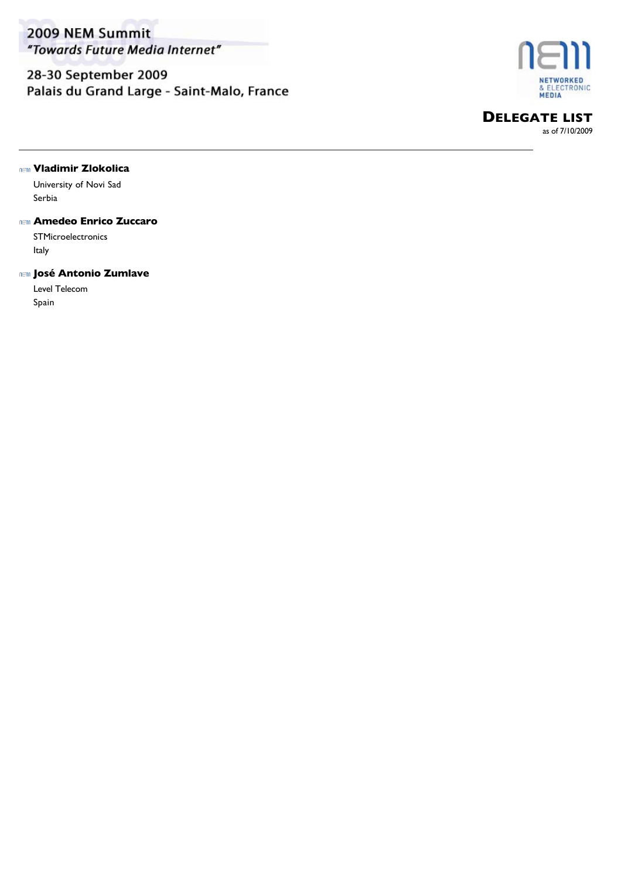**Vladimir Zlokolica**

University of Novi Sad
Serbia

**Amedeo Enrico Zuccaro**

STMicroelectronics
Italy

**José Antonio Zumlave**

Level Telecom
Spain